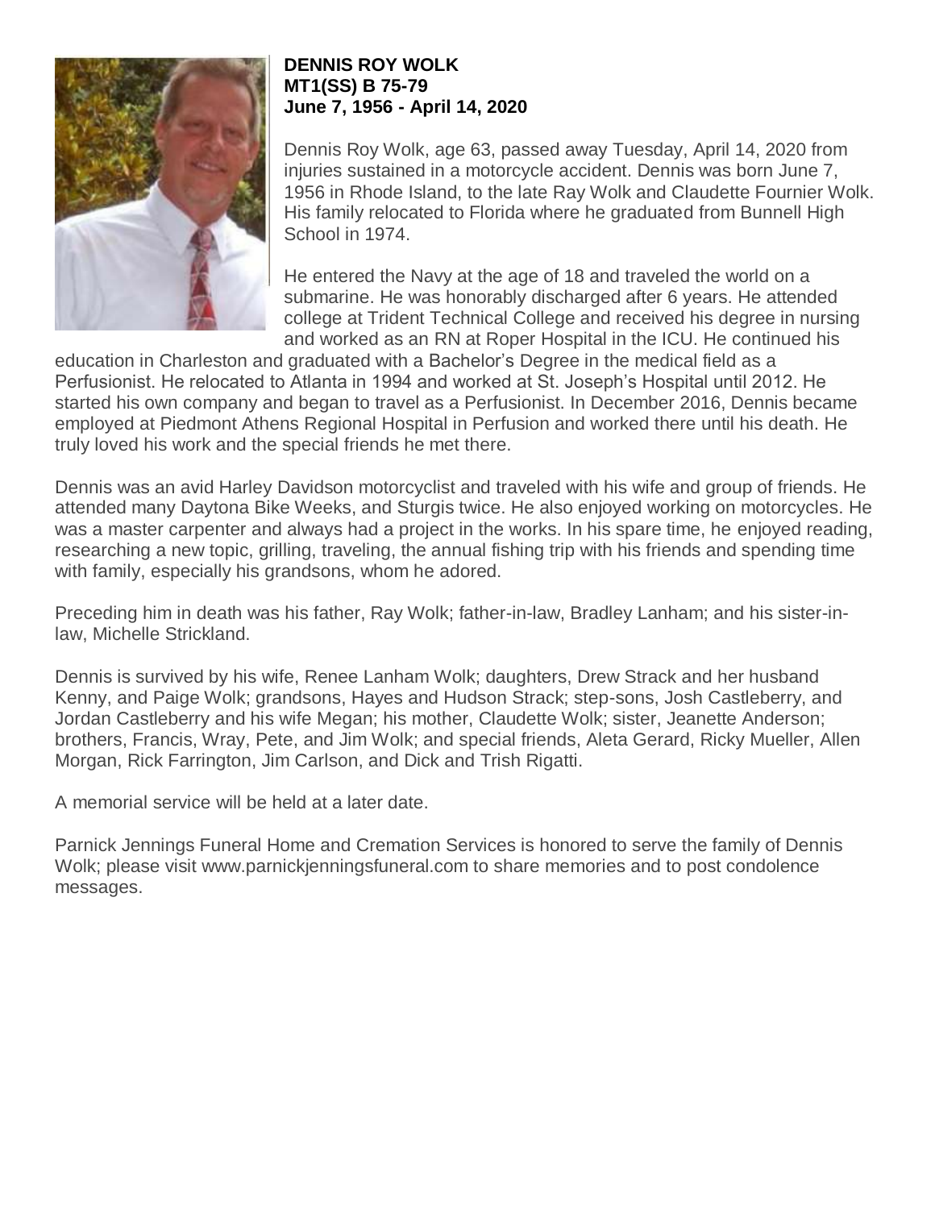**DENNIS ROY WOLK**
**MT1(SS) B 75-79**
**June 7, 1956 - April 14, 2020**

Dennis Roy Wolk, age 63, passed away Tuesday, April 14, 2020 from injuries sustained in a motorcycle accident. Dennis was born June 7, 1956 in Rhode Island, to the late Ray Wolk and Claudette Fournier Wolk. His family relocated to Florida where he graduated from Bunnell High School in 1974.

He entered the Navy at the age of 18 and traveled the world on a submarine. He was honorably discharged after 6 years. He attended college at Trident Technical College and received his degree in nursing and worked as an RN at Roper Hospital in the ICU. He continued his education in Charleston and graduated with a Bachelor's Degree in the medical field as a Perfusionist. He relocated to Atlanta in 1994 and worked at St. Joseph's Hospital until 2012. He started his own company and began to travel as a Perfusionist. In December 2016, Dennis became employed at Piedmont Athens Regional Hospital in Perfusion and worked there until his death. He truly loved his work and the special friends he met there.

Dennis was an avid Harley Davidson motorcyclist and traveled with his wife and group of friends. He attended many Daytona Bike Weeks, and Sturgis twice. He also enjoyed working on motorcycles. He was a master carpenter and always had a project in the works. In his spare time, he enjoyed reading, researching a new topic, grilling, traveling, the annual fishing trip with his friends and spending time with family, especially his grandsons, whom he adored.

Preceding him in death was his father, Ray Wolk; father-in-law, Bradley Lanham; and his sister-in-law, Michelle Strickland.

Dennis is survived by his wife, Renee Lanham Wolk; daughters, Drew Strack and her husband Kenny, and Paige Wolk; grandsons, Hayes and Hudson Strack; step-sons, Josh Castleberry, and Jordan Castleberry and his wife Megan; his mother, Claudette Wolk; sister, Jeanette Anderson; brothers, Francis, Wray, Pete, and Jim Wolk; and special friends, Aleta Gerard, Ricky Mueller, Allen Morgan, Rick Farrington, Jim Carlson, and Dick and Trish Rigatti.

A memorial service will be held at a later date.

Parnick Jennings Funeral Home and Cremation Services is honored to serve the family of Dennis Wolk; please visit www.parnickjenningsfuneral.com to share memories and to post condolence messages.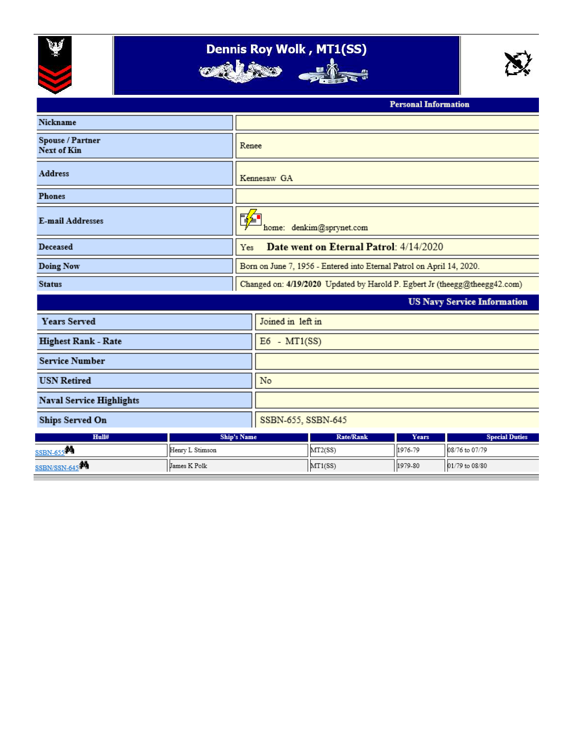# Dennis Roy Wolk , MT1(SS)

## Personal Information

| | |
|---|---|
| Nickname | |
| Spouse / Partner Next of Kin | Renee |
| Address | Kennesaw GA |
| Phones | |
| E-mail Addresses | home: denkim@sprynet.com |
| Deceased | Yes **Date went on Eternal Patrol**: 4/14/2020 |
| Doing Now | Born on June 7, 1956 - Entered into Eternal Patrol on April 14, 2020. |
| Status | Changed on: **4/19/2020** Updated by Harold P. Egbert Jr (theegg@theegg42.com) |

## US Navy Service Information

| | |
|---|---|
| Years Served | Joined in left in |
| Highest Rank - Rate | E6 - MT1(SS) |
| Service Number | |
| USN Retired | No |
| Naval Service Highlights | |
| Ships Served On | SSBN-655, SSBN-645 |

| Hull# | Ship's Name | Rate/Rank | Years | Special Duties |
|---|---|---|---|---|
| SSBN-655 | Henry L Stimson | MT2(SS) | 1976-79 | 08/76 to 07/79 |
| SSBN/SSN-645 | James K Polk | MT1(SS) | 1979-80 | 01/79 to 08/80 |